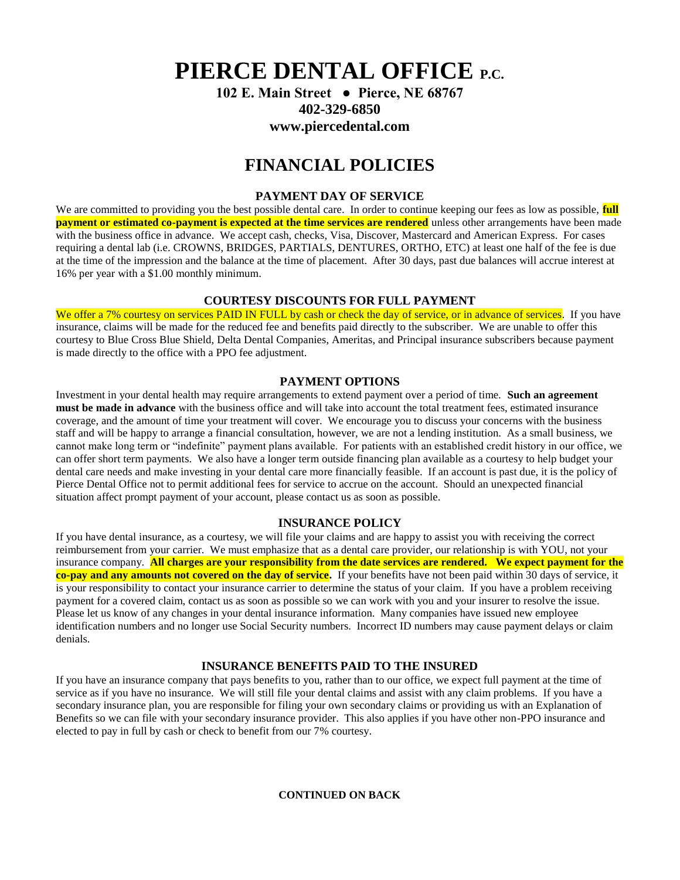# PIERCE DENTAL OFFICE P.C.

**102 E. Main Street ● Pierce, NE 68767**
**402-329-6850**
**www.piercedental.com**

## FINANCIAL POLICIES

### PAYMENT DAY OF SERVICE

We are committed to providing you the best possible dental care. In order to continue keeping our fees as low as possible, **full payment or estimated co-payment is expected at the time services are rendered** unless other arrangements have been made with the business office in advance. We accept cash, checks, Visa, Discover, Mastercard and American Express. For cases requiring a dental lab (i.e. CROWNS, BRIDGES, PARTIALS, DENTURES, ORTHO, ETC) at least one half of the fee is due at the time of the impression and the balance at the time of placement. After 30 days, past due balances will accrue interest at 16% per year with a $1.00 monthly minimum.

### COURTESY DISCOUNTS FOR FULL PAYMENT

We offer a 7% courtesy on services PAID IN FULL by cash or check the day of service, or in advance of services. If you have insurance, claims will be made for the reduced fee and benefits paid directly to the subscriber. We are unable to offer this courtesy to Blue Cross Blue Shield, Delta Dental Companies, Ameritas, and Principal insurance subscribers because payment is made directly to the office with a PPO fee adjustment.

### PAYMENT OPTIONS

Investment in your dental health may require arrangements to extend payment over a period of time. **Such an agreement must be made in advance** with the business office and will take into account the total treatment fees, estimated insurance coverage, and the amount of time your treatment will cover. We encourage you to discuss your concerns with the business staff and will be happy to arrange a financial consultation, however, we are not a lending institution. As a small business, we cannot make long term or "indefinite" payment plans available. For patients with an established credit history in our office, we can offer short term payments. We also have a longer term outside financing plan available as a courtesy to help budget your dental care needs and make investing in your dental care more financially feasible. If an account is past due, it is the policy of Pierce Dental Office not to permit additional fees for service to accrue on the account. Should an unexpected financial situation affect prompt payment of your account, please contact us as soon as possible.

### INSURANCE POLICY

If you have dental insurance, as a courtesy, we will file your claims and are happy to assist you with receiving the correct reimbursement from your carrier. We must emphasize that as a dental care provider, our relationship is with YOU, not your insurance company. **All charges are your responsibility from the date services are rendered. We expect payment for the co-pay and any amounts not covered on the day of service.** If your benefits have not been paid within 30 days of service, it is your responsibility to contact your insurance carrier to determine the status of your claim. If you have a problem receiving payment for a covered claim, contact us as soon as possible so we can work with you and your insurer to resolve the issue. Please let us know of any changes in your dental insurance information. Many companies have issued new employee identification numbers and no longer use Social Security numbers. Incorrect ID numbers may cause payment delays or claim denials.

### INSURANCE BENEFITS PAID TO THE INSURED

If you have an insurance company that pays benefits to you, rather than to our office, we expect full payment at the time of service as if you have no insurance. We will still file your dental claims and assist with any claim problems. If you have a secondary insurance plan, you are responsible for filing your own secondary claims or providing us with an Explanation of Benefits so we can file with your secondary insurance provider. This also applies if you have other non-PPO insurance and elected to pay in full by cash or check to benefit from our 7% courtesy.

**CONTINUED ON BACK**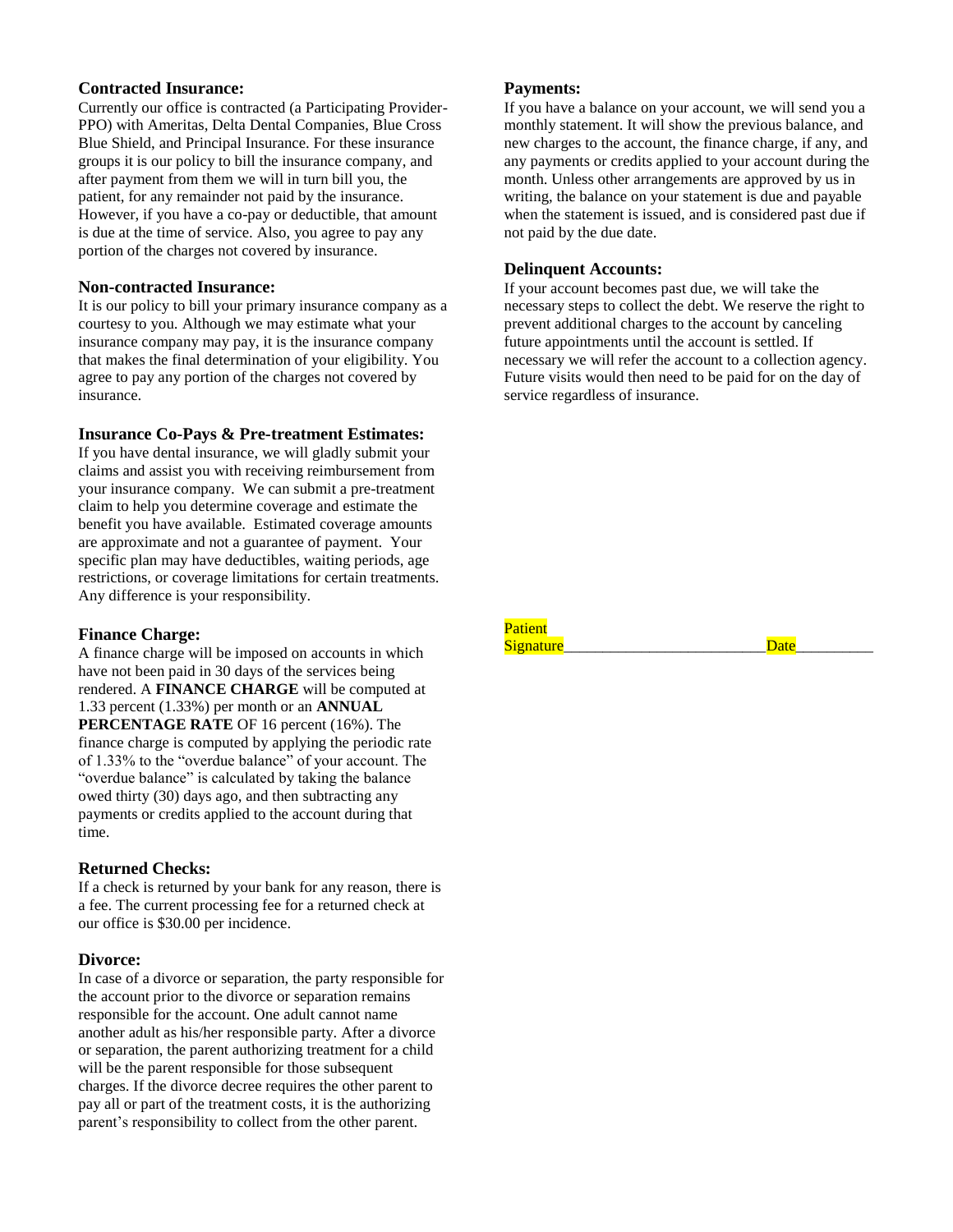### Contracted Insurance:

Currently our office is contracted (a Participating Provider-PPO) with Ameritas, Delta Dental Companies, Blue Cross Blue Shield, and Principal Insurance. For these insurance groups it is our policy to bill the insurance company, and after payment from them we will in turn bill you, the patient, for any remainder not paid by the insurance. However, if you have a co-pay or deductible, that amount is due at the time of service. Also, you agree to pay any portion of the charges not covered by insurance.

### Non-contracted Insurance:

It is our policy to bill your primary insurance company as a courtesy to you. Although we may estimate what your insurance company may pay, it is the insurance company that makes the final determination of your eligibility. You agree to pay any portion of the charges not covered by insurance.

### Insurance Co-Pays & Pre-treatment Estimates:

If you have dental insurance, we will gladly submit your claims and assist you with receiving reimbursement from your insurance company. We can submit a pre-treatment claim to help you determine coverage and estimate the benefit you have available. Estimated coverage amounts are approximate and not a guarantee of payment. Your specific plan may have deductibles, waiting periods, age restrictions, or coverage limitations for certain treatments. Any difference is your responsibility.

### Finance Charge:

A finance charge will be imposed on accounts in which have not been paid in 30 days of the services being rendered. A **FINANCE CHARGE** will be computed at 1.33 percent (1.33%) per month or an **ANNUAL PERCENTAGE RATE** OF 16 percent (16%). The finance charge is computed by applying the periodic rate of 1.33% to the "overdue balance" of your account. The "overdue balance" is calculated by taking the balance owed thirty (30) days ago, and then subtracting any payments or credits applied to the account during that time.

### Returned Checks:

If a check is returned by your bank for any reason, there is a fee. The current processing fee for a returned check at our office is $30.00 per incidence.

### Divorce:

In case of a divorce or separation, the party responsible for the account prior to the divorce or separation remains responsible for the account. One adult cannot name another adult as his/her responsible party. After a divorce or separation, the parent authorizing treatment for a child will be the parent responsible for those subsequent charges. If the divorce decree requires the other parent to pay all or part of the treatment costs, it is the authorizing parent's responsibility to collect from the other parent.

### Payments:

If you have a balance on your account, we will send you a monthly statement. It will show the previous balance, and new charges to the account, the finance charge, if any, and any payments or credits applied to your account during the month. Unless other arrangements are approved by us in writing, the balance on your statement is due and payable when the statement is issued, and is considered past due if not paid by the due date.

### Delinquent Accounts:

If your account becomes past due, we will take the necessary steps to collect the debt. We reserve the right to prevent additional charges to the account by canceling future appointments until the account is settled. If necessary we will refer the account to a collection agency. Future visits would then need to be paid for on the day of service regardless of insurance.

Patient Signature________________________ Date_________